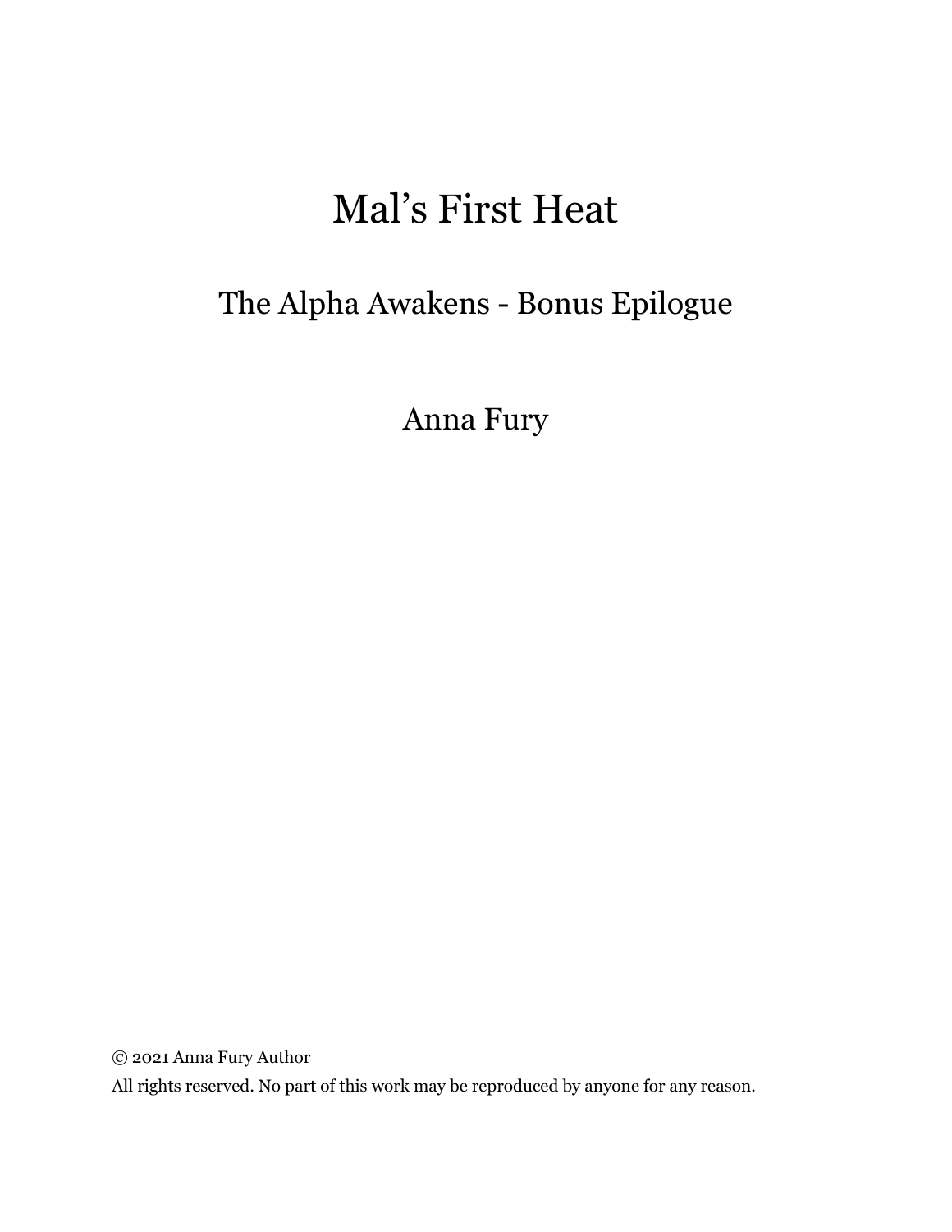# Mal's First Heat

## The Alpha Awakens - Bonus Epilogue

Anna Fury

© 2021 Anna Fury Author

All rights reserved. No part of this work may be reproduced by anyone for any reason.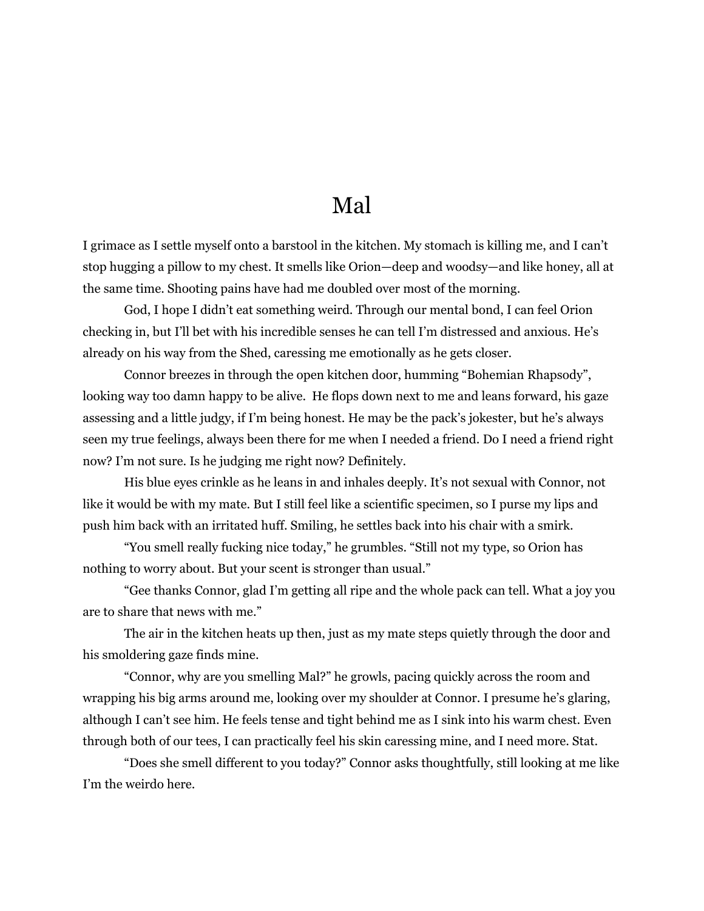# Mal

I grimace as I settle myself onto a barstool in the kitchen. My stomach is killing me, and I can't stop hugging a pillow to my chest. It smells like Orion—deep and woodsy—and like honey, all at the same time. Shooting pains have had me doubled over most of the morning.

God, I hope I didn't eat something weird. Through our mental bond, I can feel Orion checking in, but I'll bet with his incredible senses he can tell I'm distressed and anxious. He's already on his way from the Shed, caressing me emotionally as he gets closer.

Connor breezes in through the open kitchen door, humming "Bohemian Rhapsody", looking way too damn happy to be alive. He flops down next to me and leans forward, his gaze assessing and a little judgy, if I'm being honest. He may be the pack's jokester, but he's always seen my true feelings, always been there for me when I needed a friend. Do I need a friend right now? I'm not sure. Is he judging me right now? Definitely.

His blue eyes crinkle as he leans in and inhales deeply. It's not sexual with Connor, not like it would be with my mate. But I still feel like a scientific specimen, so I purse my lips and push him back with an irritated huff. Smiling, he settles back into his chair with a smirk.

"You smell really fucking nice today," he grumbles. "Still not my type, so Orion has nothing to worry about. But your scent is stronger than usual."

"Gee thanks Connor, glad I'm getting all ripe and the whole pack can tell. What a joy you are to share that news with me."

The air in the kitchen heats up then, just as my mate steps quietly through the door and his smoldering gaze finds mine.

"Connor, why are you smelling Mal?" he growls, pacing quickly across the room and wrapping his big arms around me, looking over my shoulder at Connor. I presume he's glaring, although I can't see him. He feels tense and tight behind me as I sink into his warm chest. Even through both of our tees, I can practically feel his skin caressing mine, and I need more. Stat.

"Does she smell different to you today?" Connor asks thoughtfully, still looking at me like I'm the weirdo here.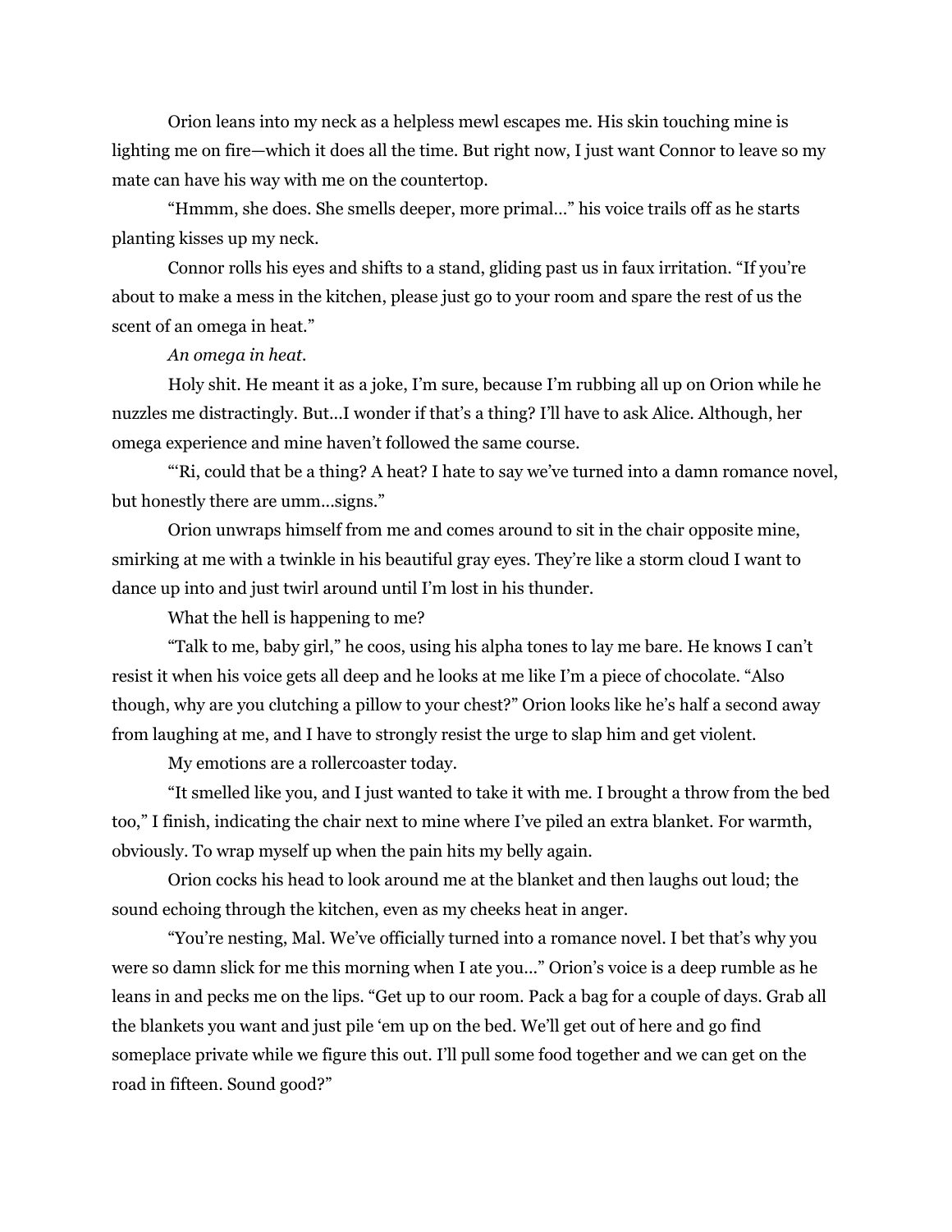Orion leans into my neck as a helpless mewl escapes me. His skin touching mine is lighting me on fire—which it does all the time. But right now, I just want Connor to leave so my mate can have his way with me on the countertop.

"Hmmm, she does. She smells deeper, more primal…" his voice trails off as he starts planting kisses up my neck.

Connor rolls his eyes and shifts to a stand, gliding past us in faux irritation. "If you're about to make a mess in the kitchen, please just go to your room and spare the rest of us the scent of an omega in heat."

*An omega in heat.*

Holy shit. He meant it as a joke, I'm sure, because I'm rubbing all up on Orion while he nuzzles me distractingly. But…I wonder if that's a thing? I'll have to ask Alice. Although, her omega experience and mine haven't followed the same course.

"'Ri, could that be a thing? A heat? I hate to say we've turned into a damn romance novel, but honestly there are umm…signs."

Orion unwraps himself from me and comes around to sit in the chair opposite mine, smirking at me with a twinkle in his beautiful gray eyes. They're like a storm cloud I want to dance up into and just twirl around until I'm lost in his thunder.

What the hell is happening to me?

"Talk to me, baby girl," he coos, using his alpha tones to lay me bare. He knows I can't resist it when his voice gets all deep and he looks at me like I'm a piece of chocolate. "Also though, why are you clutching a pillow to your chest?" Orion looks like he's half a second away from laughing at me, and I have to strongly resist the urge to slap him and get violent.

My emotions are a rollercoaster today.

"It smelled like you, and I just wanted to take it with me. I brought a throw from the bed too," I finish, indicating the chair next to mine where I've piled an extra blanket. For warmth, obviously. To wrap myself up when the pain hits my belly again.

Orion cocks his head to look around me at the blanket and then laughs out loud; the sound echoing through the kitchen, even as my cheeks heat in anger.

"You're nesting, Mal. We've officially turned into a romance novel. I bet that's why you were so damn slick for me this morning when I ate you…" Orion's voice is a deep rumble as he leans in and pecks me on the lips. "Get up to our room. Pack a bag for a couple of days. Grab all the blankets you want and just pile 'em up on the bed. We'll get out of here and go find someplace private while we figure this out. I'll pull some food together and we can get on the road in fifteen. Sound good?"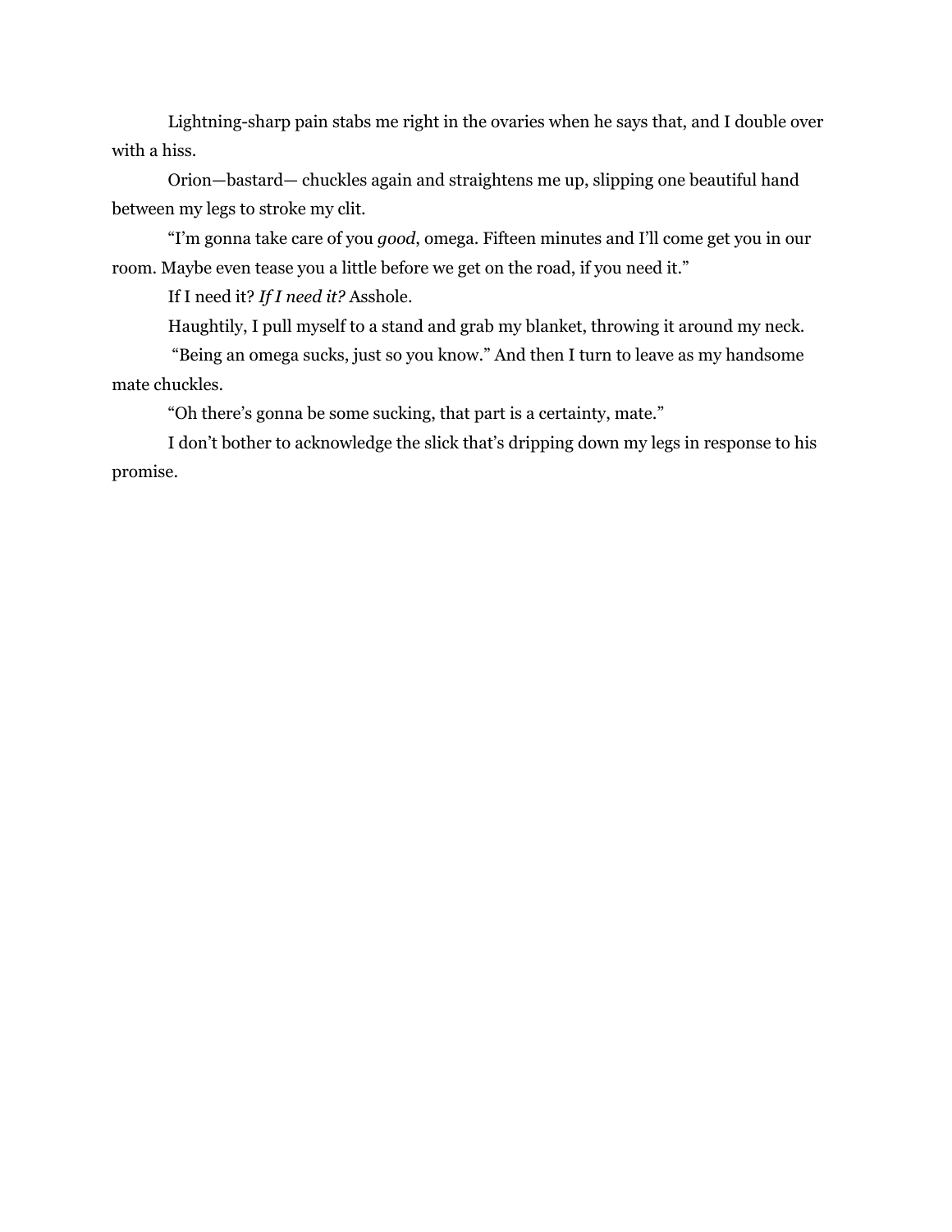Lightning-sharp pain stabs me right in the ovaries when he says that, and I double over with a hiss.

Orion—bastard— chuckles again and straightens me up, slipping one beautiful hand between my legs to stroke my clit.

"I'm gonna take care of you *good*, omega. Fifteen minutes and I'll come get you in our room. Maybe even tease you a little before we get on the road, if you need it."

If I need it? *If I need it?* Asshole.

Haughtily, I pull myself to a stand and grab my blanket, throwing it around my neck.

"Being an omega sucks, just so you know." And then I turn to leave as my handsome mate chuckles.

"Oh there's gonna be some sucking, that part is a certainty, mate."

I don't bother to acknowledge the slick that's dripping down my legs in response to his promise.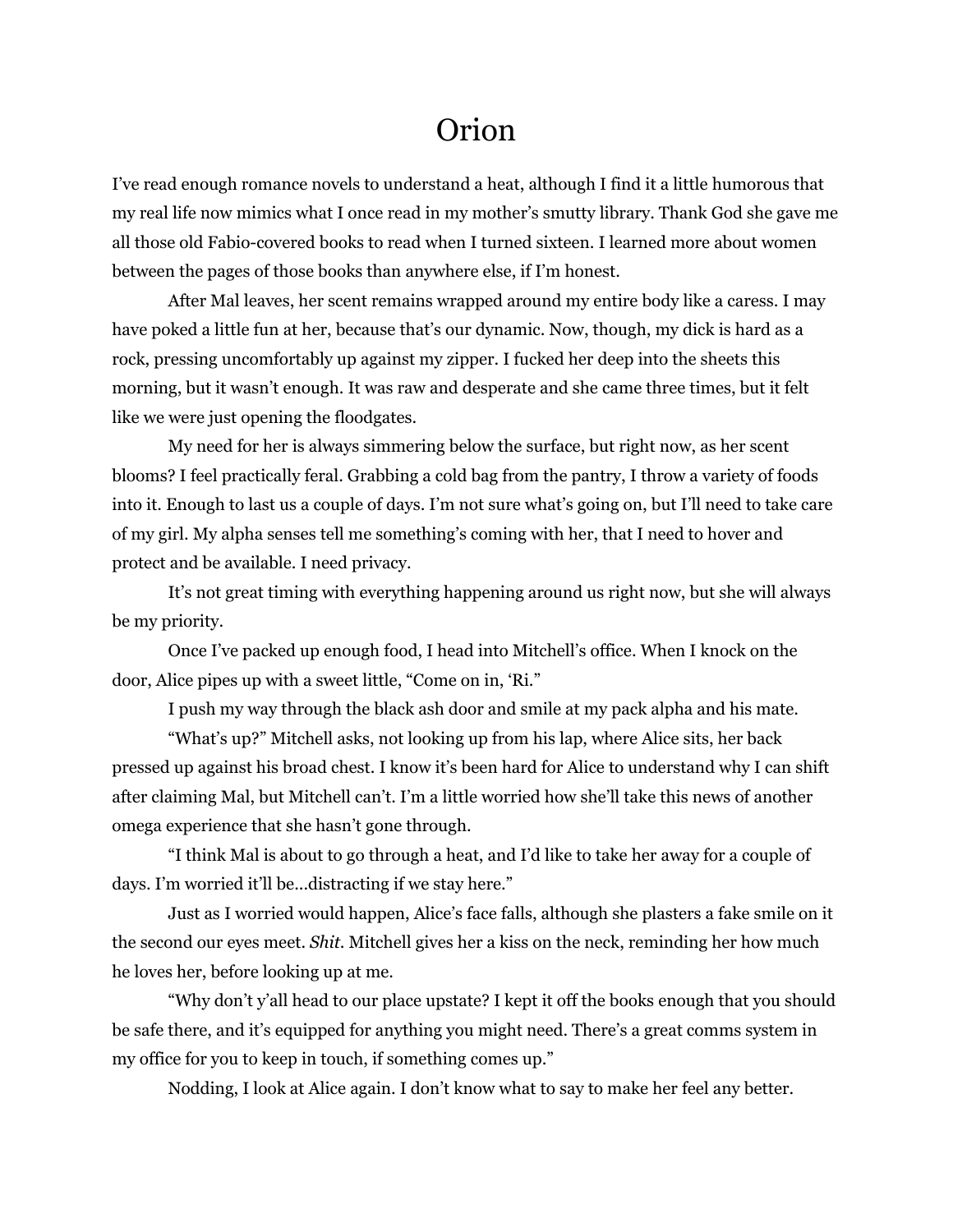# Orion

I've read enough romance novels to understand a heat, although I find it a little humorous that my real life now mimics what I once read in my mother's smutty library. Thank God she gave me all those old Fabio-covered books to read when I turned sixteen. I learned more about women between the pages of those books than anywhere else, if I'm honest.

After Mal leaves, her scent remains wrapped around my entire body like a caress. I may have poked a little fun at her, because that's our dynamic. Now, though, my dick is hard as a rock, pressing uncomfortably up against my zipper. I fucked her deep into the sheets this morning, but it wasn't enough. It was raw and desperate and she came three times, but it felt like we were just opening the floodgates.

My need for her is always simmering below the surface, but right now, as her scent blooms? I feel practically feral. Grabbing a cold bag from the pantry, I throw a variety of foods into it. Enough to last us a couple of days. I'm not sure what's going on, but I'll need to take care of my girl. My alpha senses tell me something's coming with her, that I need to hover and protect and be available. I need privacy.

It's not great timing with everything happening around us right now, but she will always be my priority.

Once I've packed up enough food, I head into Mitchell's office. When I knock on the door, Alice pipes up with a sweet little, "Come on in, 'Ri."

I push my way through the black ash door and smile at my pack alpha and his mate.

"What's up?" Mitchell asks, not looking up from his lap, where Alice sits, her back pressed up against his broad chest. I know it's been hard for Alice to understand why I can shift after claiming Mal, but Mitchell can't. I'm a little worried how she'll take this news of another omega experience that she hasn't gone through.

"I think Mal is about to go through a heat, and I'd like to take her away for a couple of days. I'm worried it'll be…distracting if we stay here."

Just as I worried would happen, Alice's face falls, although she plasters a fake smile on it the second our eyes meet. *Shit.* Mitchell gives her a kiss on the neck, reminding her how much he loves her, before looking up at me.

"Why don't y'all head to our place upstate? I kept it off the books enough that you should be safe there, and it's equipped for anything you might need. There's a great comms system in my office for you to keep in touch, if something comes up."

Nodding, I look at Alice again. I don't know what to say to make her feel any better.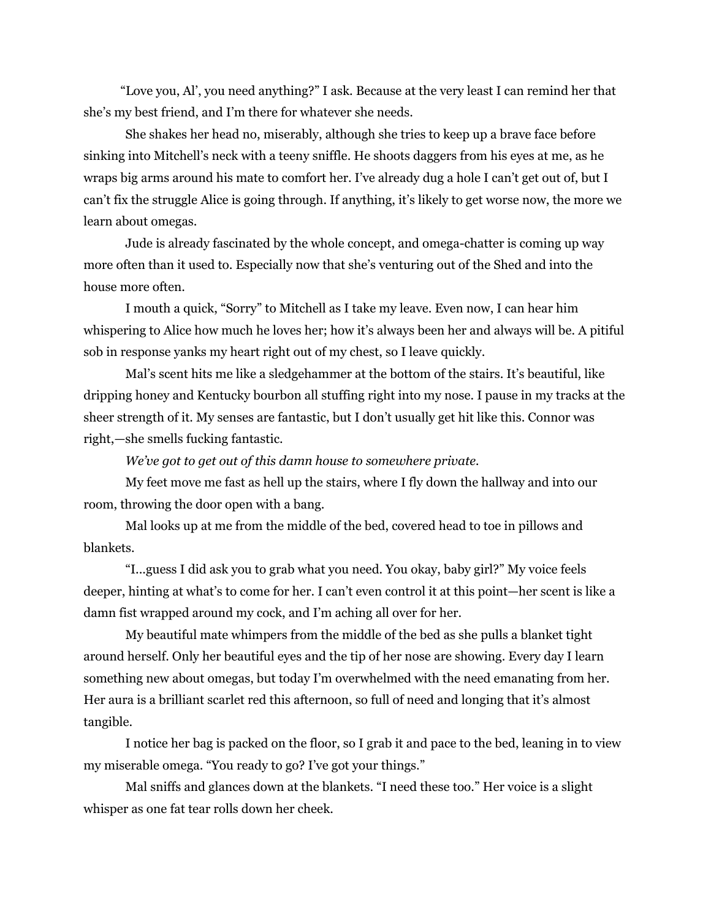"Love you, Al', you need anything?" I ask. Because at the very least I can remind her that she's my best friend, and I'm there for whatever she needs.

She shakes her head no, miserably, although she tries to keep up a brave face before sinking into Mitchell's neck with a teeny sniffle. He shoots daggers from his eyes at me, as he wraps big arms around his mate to comfort her. I've already dug a hole I can't get out of, but I can't fix the struggle Alice is going through. If anything, it's likely to get worse now, the more we learn about omegas.

Jude is already fascinated by the whole concept, and omega-chatter is coming up way more often than it used to. Especially now that she's venturing out of the Shed and into the house more often.

I mouth a quick, "Sorry" to Mitchell as I take my leave. Even now, I can hear him whispering to Alice how much he loves her; how it's always been her and always will be. A pitiful sob in response yanks my heart right out of my chest, so I leave quickly.

Mal's scent hits me like a sledgehammer at the bottom of the stairs. It's beautiful, like dripping honey and Kentucky bourbon all stuffing right into my nose. I pause in my tracks at the sheer strength of it. My senses are fantastic, but I don't usually get hit like this. Connor was right,—she smells fucking fantastic.

*We've got to get out of this damn house to somewhere private.*

My feet move me fast as hell up the stairs, where I fly down the hallway and into our room, throwing the door open with a bang.

Mal looks up at me from the middle of the bed, covered head to toe in pillows and blankets.

"I…guess I did ask you to grab what you need. You okay, baby girl?" My voice feels deeper, hinting at what's to come for her. I can't even control it at this point—her scent is like a damn fist wrapped around my cock, and I'm aching all over for her.

My beautiful mate whimpers from the middle of the bed as she pulls a blanket tight around herself. Only her beautiful eyes and the tip of her nose are showing. Every day I learn something new about omegas, but today I'm overwhelmed with the need emanating from her. Her aura is a brilliant scarlet red this afternoon, so full of need and longing that it's almost tangible.

I notice her bag is packed on the floor, so I grab it and pace to the bed, leaning in to view my miserable omega. "You ready to go? I've got your things."

Mal sniffs and glances down at the blankets. "I need these too." Her voice is a slight whisper as one fat tear rolls down her cheek.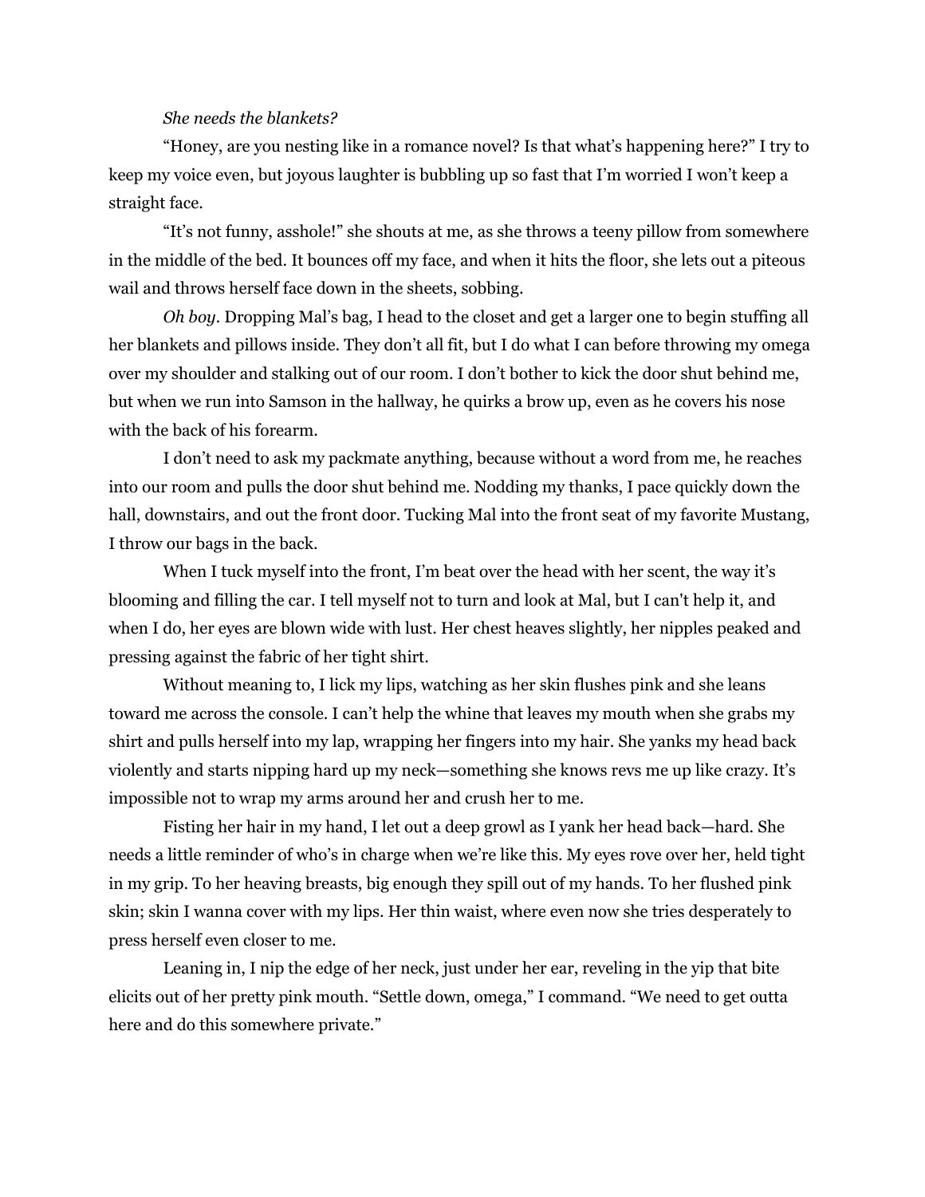*She needs the blankets?*

"Honey, are you nesting like in a romance novel? Is that what's happening here?" I try to keep my voice even, but joyous laughter is bubbling up so fast that I'm worried I won't keep a straight face.

"It's not funny, asshole!" she shouts at me, as she throws a teeny pillow from somewhere in the middle of the bed. It bounces off my face, and when it hits the floor, she lets out a piteous wail and throws herself face down in the sheets, sobbing.

*Oh boy*. Dropping Mal's bag, I head to the closet and get a larger one to begin stuffing all her blankets and pillows inside. They don't all fit, but I do what I can before throwing my omega over my shoulder and stalking out of our room. I don't bother to kick the door shut behind me, but when we run into Samson in the hallway, he quirks a brow up, even as he covers his nose with the back of his forearm.

I don't need to ask my packmate anything, because without a word from me, he reaches into our room and pulls the door shut behind me. Nodding my thanks, I pace quickly down the hall, downstairs, and out the front door. Tucking Mal into the front seat of my favorite Mustang, I throw our bags in the back.

When I tuck myself into the front, I'm beat over the head with her scent, the way it's blooming and filling the car. I tell myself not to turn and look at Mal, but I can't help it, and when I do, her eyes are blown wide with lust. Her chest heaves slightly, her nipples peaked and pressing against the fabric of her tight shirt.

Without meaning to, I lick my lips, watching as her skin flushes pink and she leans toward me across the console. I can't help the whine that leaves my mouth when she grabs my shirt and pulls herself into my lap, wrapping her fingers into my hair. She yanks my head back violently and starts nipping hard up my neck—something she knows revs me up like crazy. It's impossible not to wrap my arms around her and crush her to me.

Fisting her hair in my hand, I let out a deep growl as I yank her head back—hard. She needs a little reminder of who's in charge when we're like this. My eyes rove over her, held tight in my grip. To her heaving breasts, big enough they spill out of my hands. To her flushed pink skin; skin I wanna cover with my lips. Her thin waist, where even now she tries desperately to press herself even closer to me.

Leaning in, I nip the edge of her neck, just under her ear, reveling in the yip that bite elicits out of her pretty pink mouth. "Settle down, omega," I command. "We need to get outta here and do this somewhere private."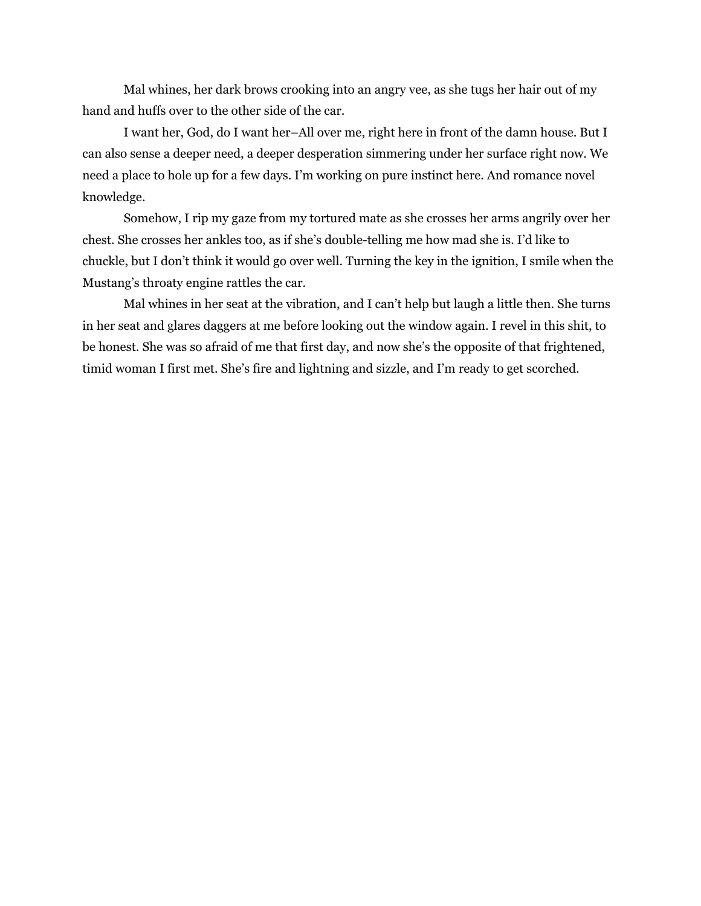Mal whines, her dark brows crooking into an angry vee, as she tugs her hair out of my hand and huffs over to the other side of the car.

I want her, God, do I want her–All over me, right here in front of the damn house. But I can also sense a deeper need, a deeper desperation simmering under her surface right now. We need a place to hole up for a few days. I'm working on pure instinct here. And romance novel knowledge.

Somehow, I rip my gaze from my tortured mate as she crosses her arms angrily over her chest. She crosses her ankles too, as if she's double-telling me how mad she is. I'd like to chuckle, but I don't think it would go over well. Turning the key in the ignition, I smile when the Mustang's throaty engine rattles the car.

Mal whines in her seat at the vibration, and I can't help but laugh a little then. She turns in her seat and glares daggers at me before looking out the window again. I revel in this shit, to be honest. She was so afraid of me that first day, and now she's the opposite of that frightened, timid woman I first met. She's fire and lightning and sizzle, and I'm ready to get scorched.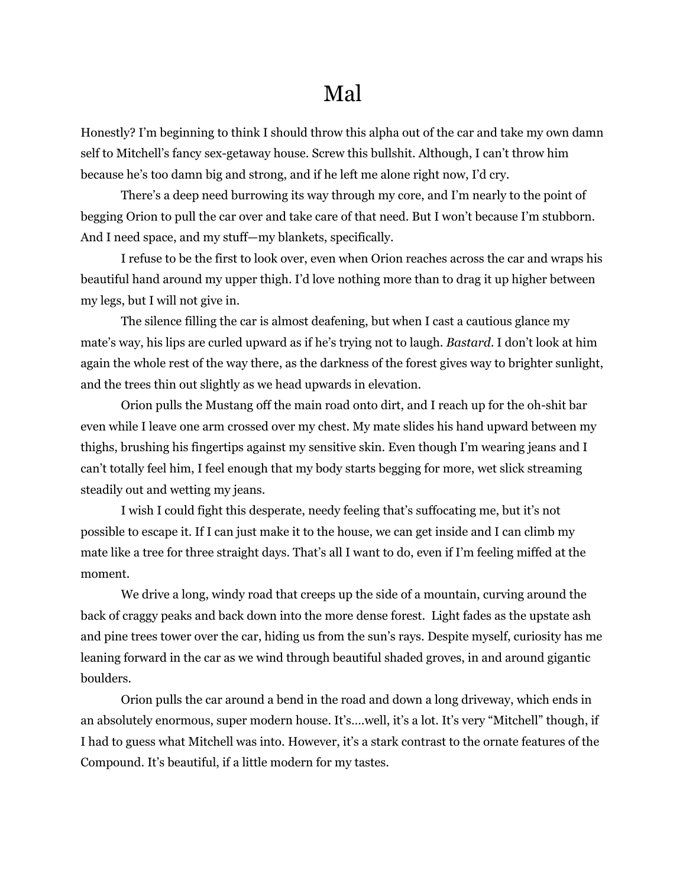# Mal

Honestly? I'm beginning to think I should throw this alpha out of the car and take my own damn self to Mitchell's fancy sex-getaway house. Screw this bullshit. Although, I can't throw him because he's too damn big and strong, and if he left me alone right now, I'd cry.

There's a deep need burrowing its way through my core, and I'm nearly to the point of begging Orion to pull the car over and take care of that need. But I won't because I'm stubborn. And I need space, and my stuff—my blankets, specifically.

I refuse to be the first to look over, even when Orion reaches across the car and wraps his beautiful hand around my upper thigh. I'd love nothing more than to drag it up higher between my legs, but I will not give in.

The silence filling the car is almost deafening, but when I cast a cautious glance my mate's way, his lips are curled upward as if he's trying not to laugh. *Bastard.* I don't look at him again the whole rest of the way there, as the darkness of the forest gives way to brighter sunlight, and the trees thin out slightly as we head upwards in elevation.

Orion pulls the Mustang off the main road onto dirt, and I reach up for the oh-shit bar even while I leave one arm crossed over my chest. My mate slides his hand upward between my thighs, brushing his fingertips against my sensitive skin. Even though I'm wearing jeans and I can't totally feel him, I feel enough that my body starts begging for more, wet slick streaming steadily out and wetting my jeans.

I wish I could fight this desperate, needy feeling that's suffocating me, but it's not possible to escape it. If I can just make it to the house, we can get inside and I can climb my mate like a tree for three straight days. That's all I want to do, even if I'm feeling miffed at the moment.

We drive a long, windy road that creeps up the side of a mountain, curving around the back of craggy peaks and back down into the more dense forest. Light fades as the upstate ash and pine trees tower over the car, hiding us from the sun's rays. Despite myself, curiosity has me leaning forward in the car as we wind through beautiful shaded groves, in and around gigantic boulders.

Orion pulls the car around a bend in the road and down a long driveway, which ends in an absolutely enormous, super modern house. It's….well, it's a lot. It's very "Mitchell" though, if I had to guess what Mitchell was into. However, it's a stark contrast to the ornate features of the Compound. It's beautiful, if a little modern for my tastes.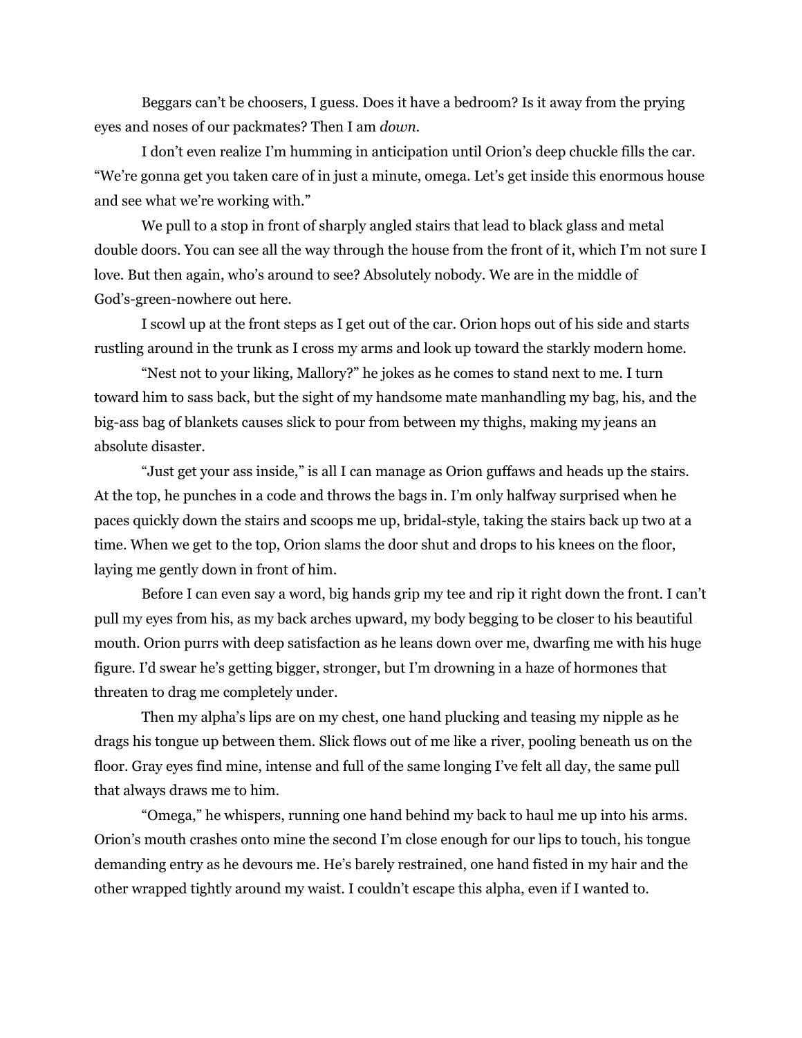Beggars can't be choosers, I guess. Does it have a bedroom? Is it away from the prying eyes and noses of our packmates? Then I am *down*.

I don't even realize I'm humming in anticipation until Orion's deep chuckle fills the car. "We're gonna get you taken care of in just a minute, omega. Let's get inside this enormous house and see what we're working with."

We pull to a stop in front of sharply angled stairs that lead to black glass and metal double doors. You can see all the way through the house from the front of it, which I'm not sure I love. But then again, who's around to see? Absolutely nobody. We are in the middle of God's-green-nowhere out here.

I scowl up at the front steps as I get out of the car. Orion hops out of his side and starts rustling around in the trunk as I cross my arms and look up toward the starkly modern home.

"Nest not to your liking, Mallory?" he jokes as he comes to stand next to me. I turn toward him to sass back, but the sight of my handsome mate manhandling my bag, his, and the big-ass bag of blankets causes slick to pour from between my thighs, making my jeans an absolute disaster.

"Just get your ass inside," is all I can manage as Orion guffaws and heads up the stairs. At the top, he punches in a code and throws the bags in. I'm only halfway surprised when he paces quickly down the stairs and scoops me up, bridal-style, taking the stairs back up two at a time. When we get to the top, Orion slams the door shut and drops to his knees on the floor, laying me gently down in front of him.

Before I can even say a word, big hands grip my tee and rip it right down the front. I can't pull my eyes from his, as my back arches upward, my body begging to be closer to his beautiful mouth. Orion purrs with deep satisfaction as he leans down over me, dwarfing me with his huge figure. I'd swear he's getting bigger, stronger, but I'm drowning in a haze of hormones that threaten to drag me completely under.

Then my alpha's lips are on my chest, one hand plucking and teasing my nipple as he drags his tongue up between them. Slick flows out of me like a river, pooling beneath us on the floor. Gray eyes find mine, intense and full of the same longing I've felt all day, the same pull that always draws me to him.

"Omega," he whispers, running one hand behind my back to haul me up into his arms. Orion's mouth crashes onto mine the second I'm close enough for our lips to touch, his tongue demanding entry as he devours me. He's barely restrained, one hand fisted in my hair and the other wrapped tightly around my waist. I couldn't escape this alpha, even if I wanted to.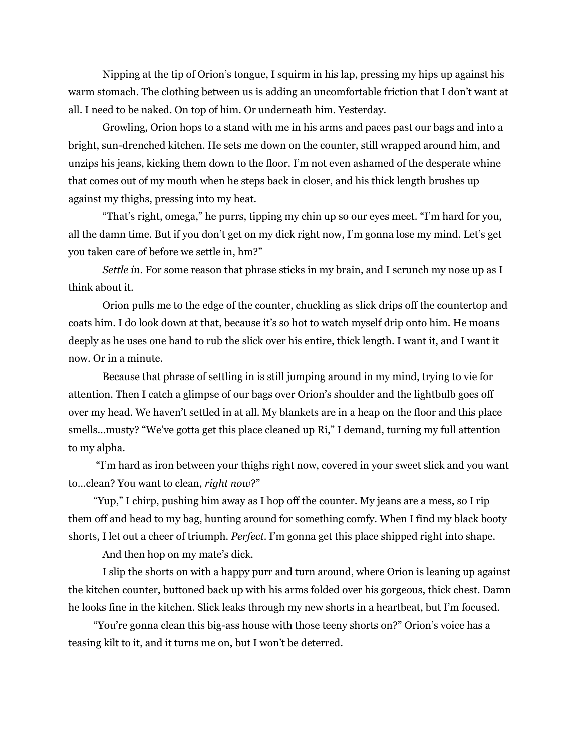Nipping at the tip of Orion's tongue, I squirm in his lap, pressing my hips up against his warm stomach. The clothing between us is adding an uncomfortable friction that I don't want at all. I need to be naked. On top of him. Or underneath him. Yesterday.

Growling, Orion hops to a stand with me in his arms and paces past our bags and into a bright, sun-drenched kitchen. He sets me down on the counter, still wrapped around him, and unzips his jeans, kicking them down to the floor. I'm not even ashamed of the desperate whine that comes out of my mouth when he steps back in closer, and his thick length brushes up against my thighs, pressing into my heat.

"That's right, omega," he purrs, tipping my chin up so our eyes meet. "I'm hard for you, all the damn time. But if you don't get on my dick right now, I'm gonna lose my mind. Let's get you taken care of before we settle in, hm?"

*Settle in*. For some reason that phrase sticks in my brain, and I scrunch my nose up as I think about it.

Orion pulls me to the edge of the counter, chuckling as slick drips off the countertop and coats him. I do look down at that, because it's so hot to watch myself drip onto him. He moans deeply as he uses one hand to rub the slick over his entire, thick length. I want it, and I want it now. Or in a minute.

Because that phrase of settling in is still jumping around in my mind, trying to vie for attention. Then I catch a glimpse of our bags over Orion's shoulder and the lightbulb goes off over my head. We haven't settled in at all. My blankets are in a heap on the floor and this place smells…musty? "We've gotta get this place cleaned up Ri," I demand, turning my full attention to my alpha.

"I'm hard as iron between your thighs right now, covered in your sweet slick and you want to…clean? You want to clean, *right now*?"

"Yup," I chirp, pushing him away as I hop off the counter. My jeans are a mess, so I rip them off and head to my bag, hunting around for something comfy. When I find my black booty shorts, I let out a cheer of triumph. *Perfect*. I'm gonna get this place shipped right into shape.

And then hop on my mate's dick.

I slip the shorts on with a happy purr and turn around, where Orion is leaning up against the kitchen counter, buttoned back up with his arms folded over his gorgeous, thick chest. Damn he looks fine in the kitchen. Slick leaks through my new shorts in a heartbeat, but I'm focused.

"You're gonna clean this big-ass house with those teeny shorts on?" Orion's voice has a teasing kilt to it, and it turns me on, but I won't be deterred.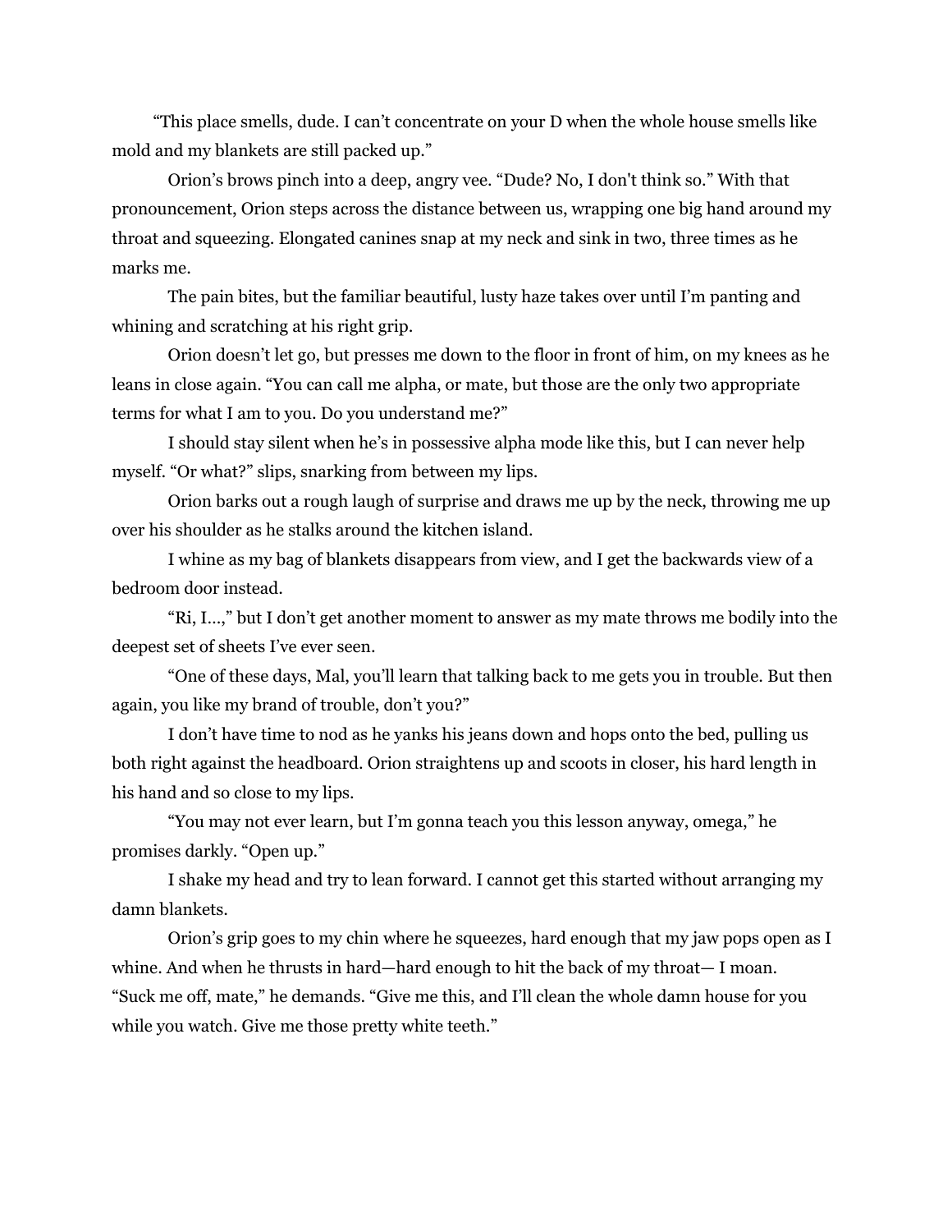"This place smells, dude. I can't concentrate on your D when the whole house smells like mold and my blankets are still packed up."

Orion's brows pinch into a deep, angry vee. "Dude? No, I don't think so." With that pronouncement, Orion steps across the distance between us, wrapping one big hand around my throat and squeezing. Elongated canines snap at my neck and sink in two, three times as he marks me.

The pain bites, but the familiar beautiful, lusty haze takes over until I'm panting and whining and scratching at his right grip.

Orion doesn't let go, but presses me down to the floor in front of him, on my knees as he leans in close again. "You can call me alpha, or mate, but those are the only two appropriate terms for what I am to you. Do you understand me?"

I should stay silent when he's in possessive alpha mode like this, but I can never help myself. "Or what?" slips, snarking from between my lips.

Orion barks out a rough laugh of surprise and draws me up by the neck, throwing me up over his shoulder as he stalks around the kitchen island.

I whine as my bag of blankets disappears from view, and I get the backwards view of a bedroom door instead.

"Ri, I…," but I don't get another moment to answer as my mate throws me bodily into the deepest set of sheets I've ever seen.

"One of these days, Mal, you'll learn that talking back to me gets you in trouble. But then again, you like my brand of trouble, don't you?"

I don't have time to nod as he yanks his jeans down and hops onto the bed, pulling us both right against the headboard. Orion straightens up and scoots in closer, his hard length in his hand and so close to my lips.

"You may not ever learn, but I'm gonna teach you this lesson anyway, omega," he promises darkly. "Open up."

I shake my head and try to lean forward. I cannot get this started without arranging my damn blankets.

Orion's grip goes to my chin where he squeezes, hard enough that my jaw pops open as I whine. And when he thrusts in hard—hard enough to hit the back of my throat— I moan. "Suck me off, mate," he demands. "Give me this, and I'll clean the whole damn house for you while you watch. Give me those pretty white teeth."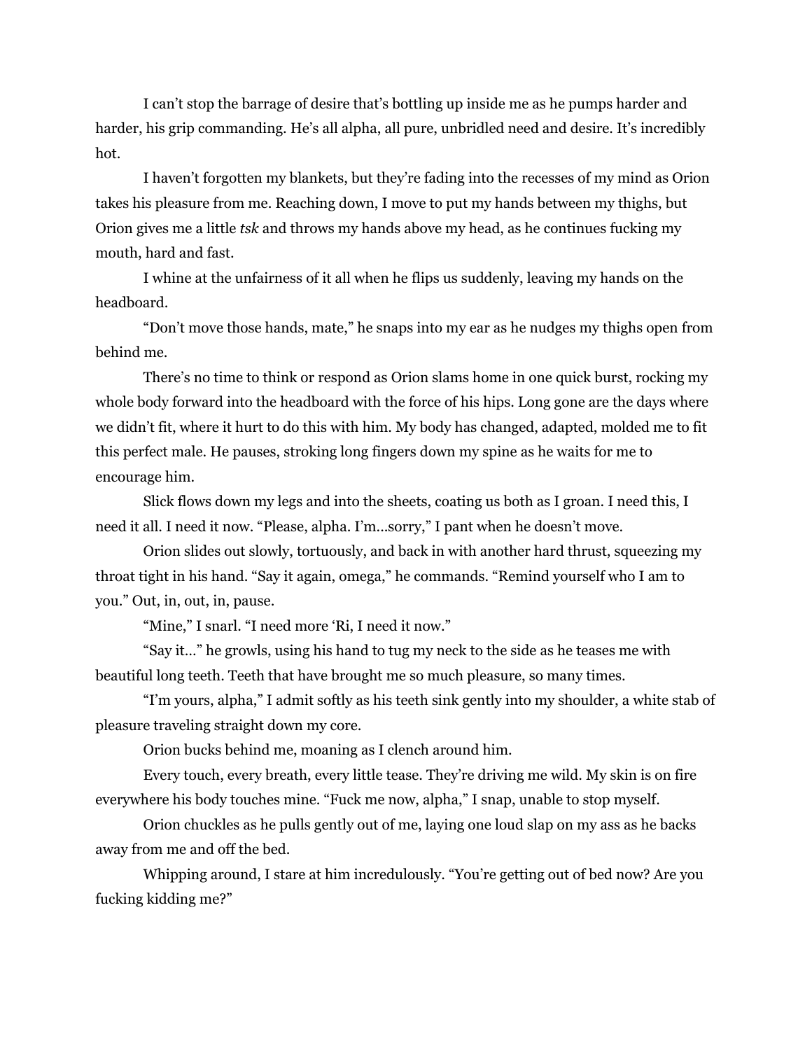I can't stop the barrage of desire that's bottling up inside me as he pumps harder and harder, his grip commanding. He's all alpha, all pure, unbridled need and desire. It's incredibly hot.

I haven't forgotten my blankets, but they're fading into the recesses of my mind as Orion takes his pleasure from me. Reaching down, I move to put my hands between my thighs, but Orion gives me a little *tsk* and throws my hands above my head, as he continues fucking my mouth, hard and fast.

I whine at the unfairness of it all when he flips us suddenly, leaving my hands on the headboard.

"Don't move those hands, mate," he snaps into my ear as he nudges my thighs open from behind me.

There's no time to think or respond as Orion slams home in one quick burst, rocking my whole body forward into the headboard with the force of his hips. Long gone are the days where we didn't fit, where it hurt to do this with him. My body has changed, adapted, molded me to fit this perfect male. He pauses, stroking long fingers down my spine as he waits for me to encourage him.

Slick flows down my legs and into the sheets, coating us both as I groan. I need this, I need it all. I need it now. "Please, alpha. I'm…sorry," I pant when he doesn't move.

Orion slides out slowly, tortuously, and back in with another hard thrust, squeezing my throat tight in his hand. "Say it again, omega," he commands. "Remind yourself who I am to you." Out, in, out, in, pause.

"Mine," I snarl. "I need more 'Ri, I need it now."

"Say it…" he growls, using his hand to tug my neck to the side as he teases me with beautiful long teeth. Teeth that have brought me so much pleasure, so many times.

"I'm yours, alpha," I admit softly as his teeth sink gently into my shoulder, a white stab of pleasure traveling straight down my core.

Orion bucks behind me, moaning as I clench around him.

Every touch, every breath, every little tease. They're driving me wild. My skin is on fire everywhere his body touches mine. "Fuck me now, alpha," I snap, unable to stop myself.

Orion chuckles as he pulls gently out of me, laying one loud slap on my ass as he backs away from me and off the bed.

Whipping around, I stare at him incredulously. "You're getting out of bed now? Are you fucking kidding me?"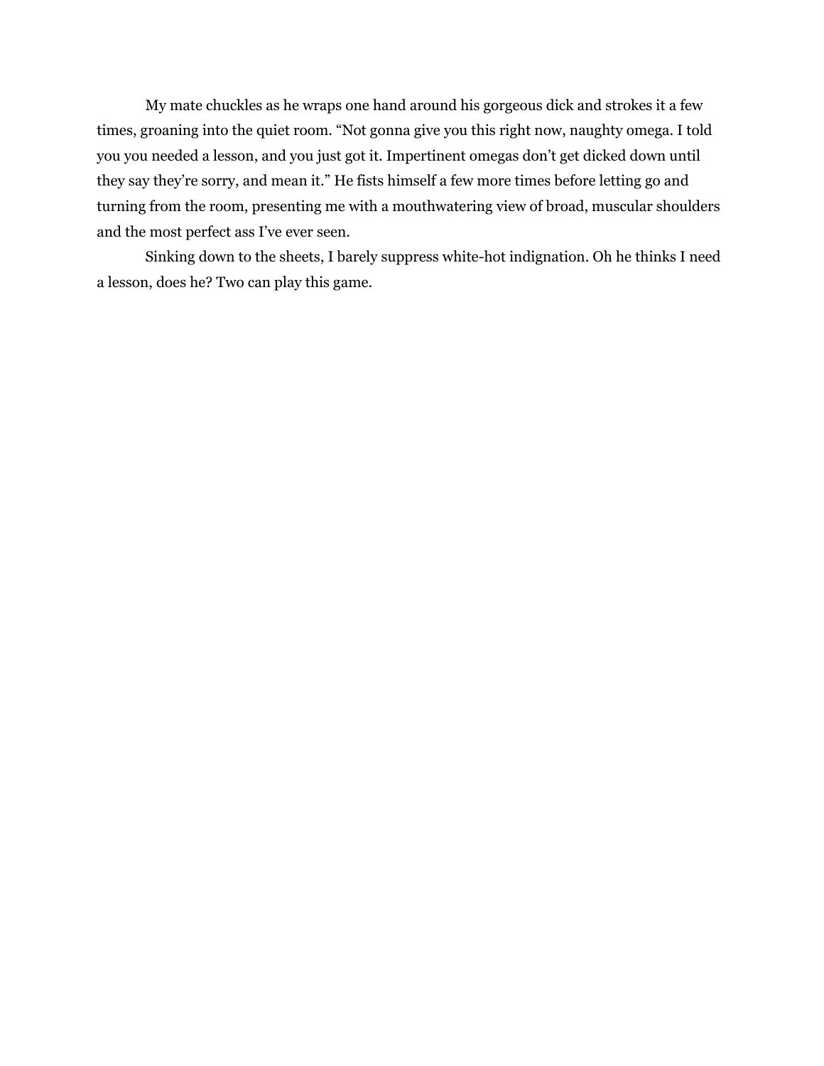My mate chuckles as he wraps one hand around his gorgeous dick and strokes it a few times, groaning into the quiet room. "Not gonna give you this right now, naughty omega. I told you you needed a lesson, and you just got it. Impertinent omegas don't get dicked down until they say they're sorry, and mean it." He fists himself a few more times before letting go and turning from the room, presenting me with a mouthwatering view of broad, muscular shoulders and the most perfect ass I've ever seen.

Sinking down to the sheets, I barely suppress white-hot indignation. Oh he thinks I need a lesson, does he? Two can play this game.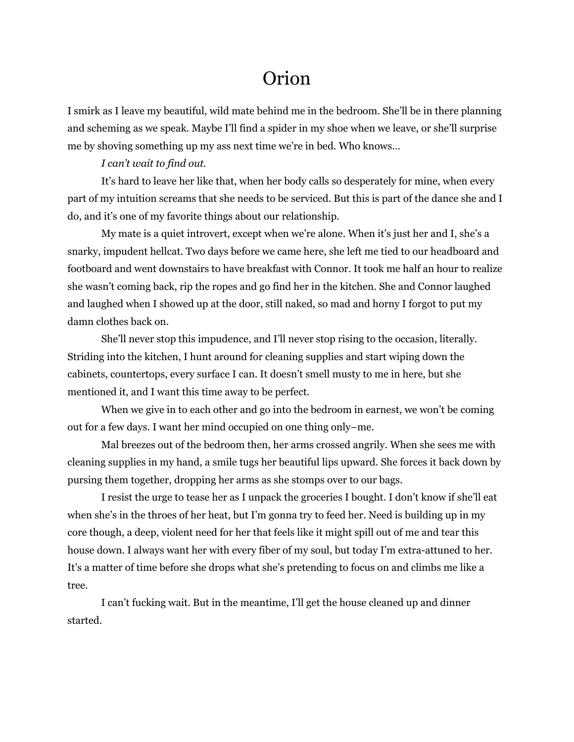# Orion

I smirk as I leave my beautiful, wild mate behind me in the bedroom. She'll be in there planning and scheming as we speak. Maybe I'll find a spider in my shoe when we leave, or she'll surprise me by shoving something up my ass next time we're in bed. Who knows…

*I can't wait to find out.*

It's hard to leave her like that, when her body calls so desperately for mine, when every part of my intuition screams that she needs to be serviced. But this is part of the dance she and I do, and it's one of my favorite things about our relationship.

My mate is a quiet introvert, except when we're alone. When it's just her and I, she's a snarky, impudent hellcat. Two days before we came here, she left me tied to our headboard and footboard and went downstairs to have breakfast with Connor. It took me half an hour to realize she wasn't coming back, rip the ropes and go find her in the kitchen. She and Connor laughed and laughed when I showed up at the door, still naked, so mad and horny I forgot to put my damn clothes back on.

She'll never stop this impudence, and I'll never stop rising to the occasion, literally. Striding into the kitchen, I hunt around for cleaning supplies and start wiping down the cabinets, countertops, every surface I can. It doesn't smell musty to me in here, but she mentioned it, and I want this time away to be perfect.

When we give in to each other and go into the bedroom in earnest, we won't be coming out for a few days. I want her mind occupied on one thing only–me.

Mal breezes out of the bedroom then, her arms crossed angrily. When she sees me with cleaning supplies in my hand, a smile tugs her beautiful lips upward. She forces it back down by pursing them together, dropping her arms as she stomps over to our bags.

I resist the urge to tease her as I unpack the groceries I bought. I don't know if she'll eat when she's in the throes of her heat, but I'm gonna try to feed her. Need is building up in my core though, a deep, violent need for her that feels like it might spill out of me and tear this house down. I always want her with every fiber of my soul, but today I'm extra-attuned to her. It's a matter of time before she drops what she's pretending to focus on and climbs me like a tree.

I can't fucking wait. But in the meantime, I'll get the house cleaned up and dinner started.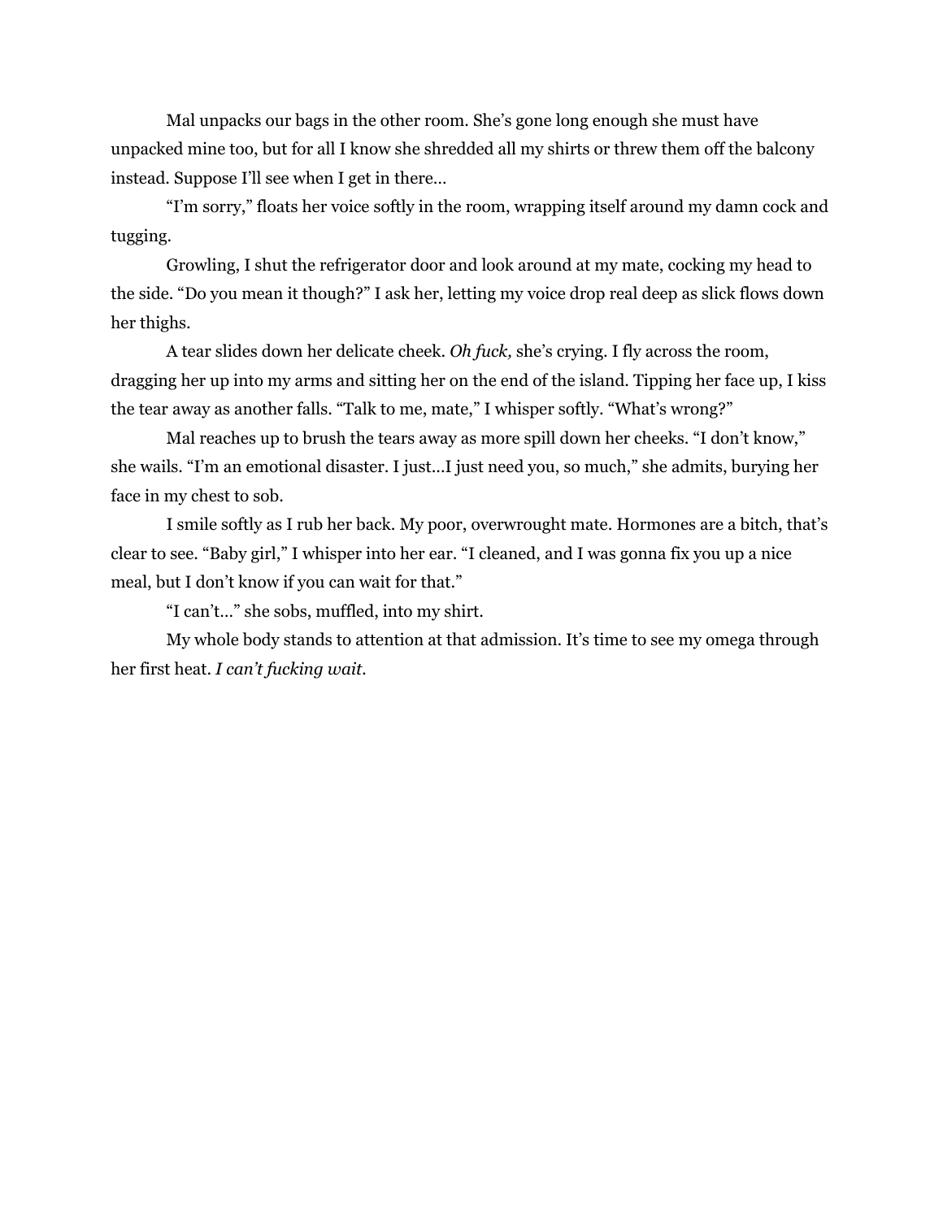Mal unpacks our bags in the other room. She's gone long enough she must have unpacked mine too, but for all I know she shredded all my shirts or threw them off the balcony instead. Suppose I'll see when I get in there…

"I'm sorry," floats her voice softly in the room, wrapping itself around my damn cock and tugging.

Growling, I shut the refrigerator door and look around at my mate, cocking my head to the side. "Do you mean it though?" I ask her, letting my voice drop real deep as slick flows down her thighs.

A tear slides down her delicate cheek. *Oh fuck,* she's crying. I fly across the room, dragging her up into my arms and sitting her on the end of the island. Tipping her face up, I kiss the tear away as another falls. "Talk to me, mate," I whisper softly. "What's wrong?"

Mal reaches up to brush the tears away as more spill down her cheeks. "I don't know," she wails. "I'm an emotional disaster. I just…I just need you, so much," she admits, burying her face in my chest to sob.

I smile softly as I rub her back. My poor, overwrought mate. Hormones are a bitch, that's clear to see. "Baby girl," I whisper into her ear. "I cleaned, and I was gonna fix you up a nice meal, but I don't know if you can wait for that."

"I can't…" she sobs, muffled, into my shirt.

My whole body stands to attention at that admission. It's time to see my omega through her first heat. *I can't fucking wait.*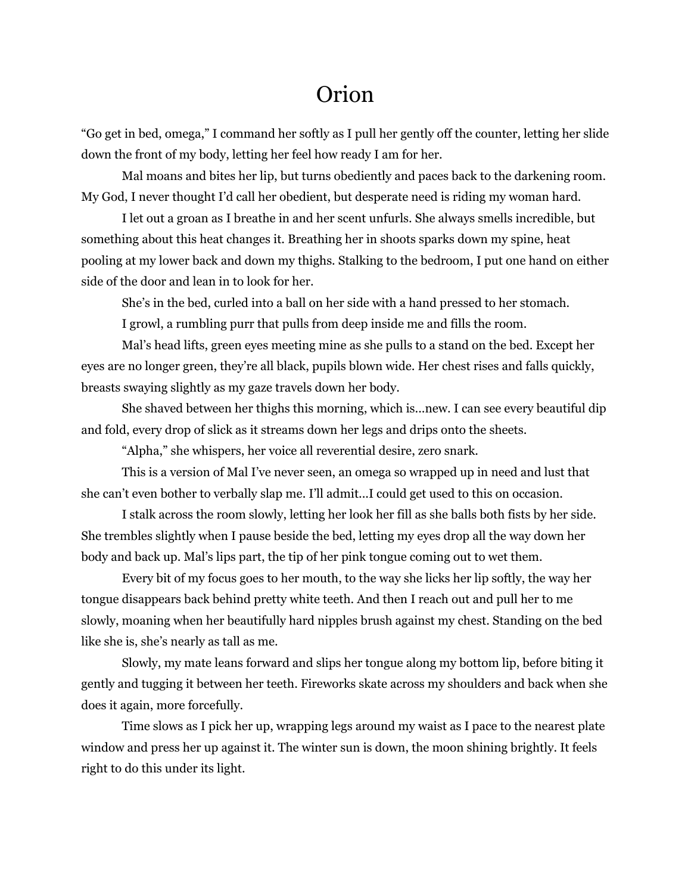# Orion

"Go get in bed, omega," I command her softly as I pull her gently off the counter, letting her slide down the front of my body, letting her feel how ready I am for her.

Mal moans and bites her lip, but turns obediently and paces back to the darkening room. My God, I never thought I'd call her obedient, but desperate need is riding my woman hard.

I let out a groan as I breathe in and her scent unfurls. She always smells incredible, but something about this heat changes it. Breathing her in shoots sparks down my spine, heat pooling at my lower back and down my thighs. Stalking to the bedroom, I put one hand on either side of the door and lean in to look for her.

She's in the bed, curled into a ball on her side with a hand pressed to her stomach.

I growl, a rumbling purr that pulls from deep inside me and fills the room.

Mal's head lifts, green eyes meeting mine as she pulls to a stand on the bed. Except her eyes are no longer green, they're all black, pupils blown wide. Her chest rises and falls quickly, breasts swaying slightly as my gaze travels down her body.

She shaved between her thighs this morning, which is…new. I can see every beautiful dip and fold, every drop of slick as it streams down her legs and drips onto the sheets.

"Alpha," she whispers, her voice all reverential desire, zero snark.

This is a version of Mal I've never seen, an omega so wrapped up in need and lust that she can't even bother to verbally slap me. I'll admit…I could get used to this on occasion.

I stalk across the room slowly, letting her look her fill as she balls both fists by her side. She trembles slightly when I pause beside the bed, letting my eyes drop all the way down her body and back up. Mal's lips part, the tip of her pink tongue coming out to wet them.

Every bit of my focus goes to her mouth, to the way she licks her lip softly, the way her tongue disappears back behind pretty white teeth. And then I reach out and pull her to me slowly, moaning when her beautifully hard nipples brush against my chest. Standing on the bed like she is, she's nearly as tall as me.

Slowly, my mate leans forward and slips her tongue along my bottom lip, before biting it gently and tugging it between her teeth. Fireworks skate across my shoulders and back when she does it again, more forcefully.

Time slows as I pick her up, wrapping legs around my waist as I pace to the nearest plate window and press her up against it. The winter sun is down, the moon shining brightly. It feels right to do this under its light.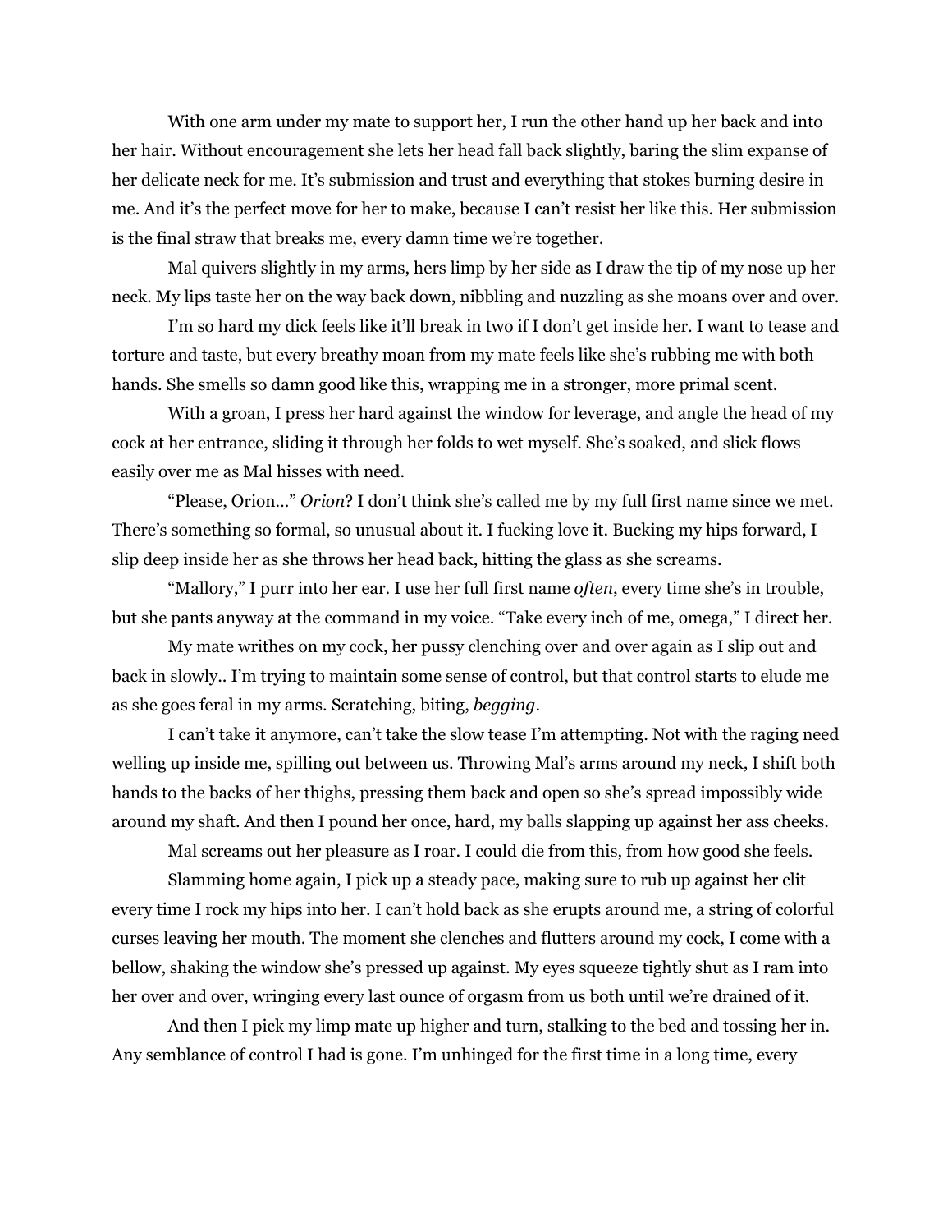With one arm under my mate to support her, I run the other hand up her back and into her hair. Without encouragement she lets her head fall back slightly, baring the slim expanse of her delicate neck for me. It's submission and trust and everything that stokes burning desire in me. And it's the perfect move for her to make, because I can't resist her like this. Her submission is the final straw that breaks me, every damn time we're together.

Mal quivers slightly in my arms, hers limp by her side as I draw the tip of my nose up her neck. My lips taste her on the way back down, nibbling and nuzzling as she moans over and over.

I'm so hard my dick feels like it'll break in two if I don't get inside her. I want to tease and torture and taste, but every breathy moan from my mate feels like she's rubbing me with both hands. She smells so damn good like this, wrapping me in a stronger, more primal scent.

With a groan, I press her hard against the window for leverage, and angle the head of my cock at her entrance, sliding it through her folds to wet myself. She's soaked, and slick flows easily over me as Mal hisses with need.

"Please, Orion…" *Orion*? I don't think she's called me by my full first name since we met. There's something so formal, so unusual about it. I fucking love it. Bucking my hips forward, I slip deep inside her as she throws her head back, hitting the glass as she screams.

"Mallory," I purr into her ear. I use her full first name *often*, every time she's in trouble, but she pants anyway at the command in my voice. "Take every inch of me, omega," I direct her.

My mate writhes on my cock, her pussy clenching over and over again as I slip out and back in slowly.. I'm trying to maintain some sense of control, but that control starts to elude me as she goes feral in my arms. Scratching, biting, *begging*.

I can't take it anymore, can't take the slow tease I'm attempting. Not with the raging need welling up inside me, spilling out between us. Throwing Mal's arms around my neck, I shift both hands to the backs of her thighs, pressing them back and open so she's spread impossibly wide around my shaft. And then I pound her once, hard, my balls slapping up against her ass cheeks.

Mal screams out her pleasure as I roar. I could die from this, from how good she feels.

Slamming home again, I pick up a steady pace, making sure to rub up against her clit every time I rock my hips into her. I can't hold back as she erupts around me, a string of colorful curses leaving her mouth. The moment she clenches and flutters around my cock, I come with a bellow, shaking the window she's pressed up against. My eyes squeeze tightly shut as I ram into her over and over, wringing every last ounce of orgasm from us both until we're drained of it.

And then I pick my limp mate up higher and turn, stalking to the bed and tossing her in. Any semblance of control I had is gone. I'm unhinged for the first time in a long time, every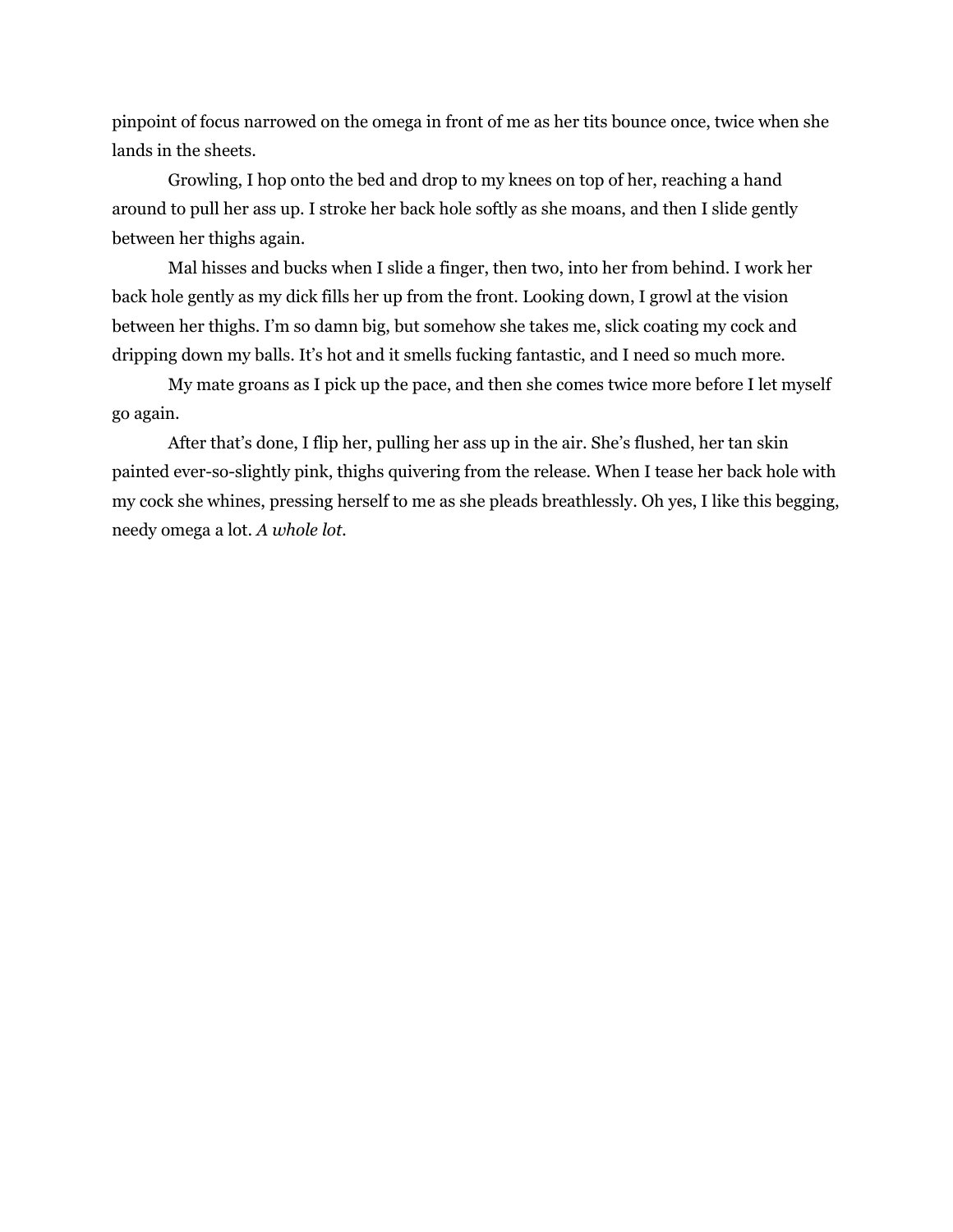pinpoint of focus narrowed on the omega in front of me as her tits bounce once, twice when she lands in the sheets.

Growling, I hop onto the bed and drop to my knees on top of her, reaching a hand around to pull her ass up. I stroke her back hole softly as she moans, and then I slide gently between her thighs again.

Mal hisses and bucks when I slide a finger, then two, into her from behind. I work her back hole gently as my dick fills her up from the front. Looking down, I growl at the vision between her thighs. I'm so damn big, but somehow she takes me, slick coating my cock and dripping down my balls. It's hot and it smells fucking fantastic, and I need so much more.

My mate groans as I pick up the pace, and then she comes twice more before I let myself go again.

After that's done, I flip her, pulling her ass up in the air. She's flushed, her tan skin painted ever-so-slightly pink, thighs quivering from the release. When I tease her back hole with my cock she whines, pressing herself to me as she pleads breathlessly. Oh yes, I like this begging, needy omega a lot. *A whole lot*.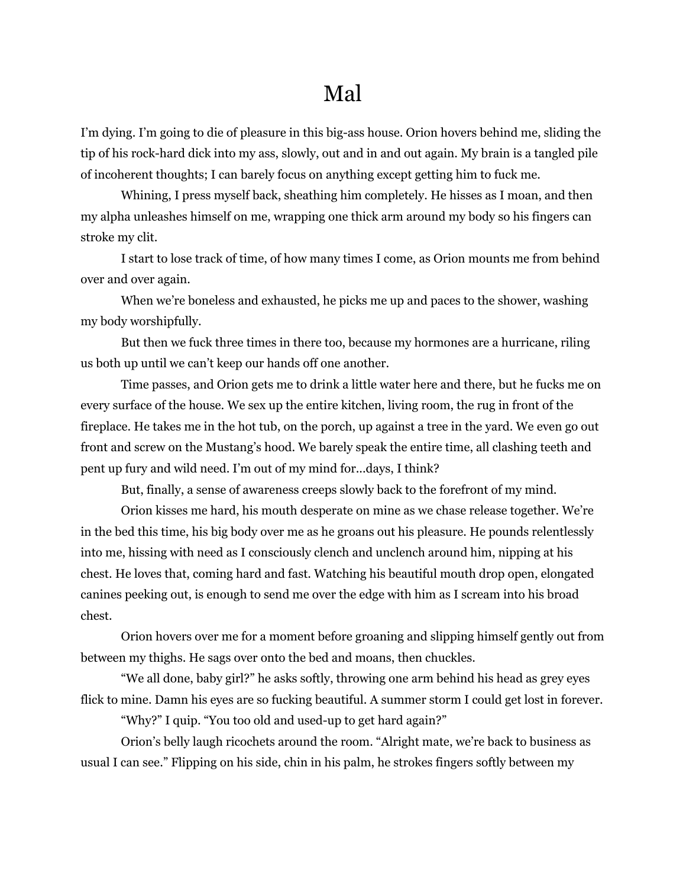# Mal

I'm dying. I'm going to die of pleasure in this big-ass house. Orion hovers behind me, sliding the tip of his rock-hard dick into my ass, slowly, out and in and out again. My brain is a tangled pile of incoherent thoughts; I can barely focus on anything except getting him to fuck me.

Whining, I press myself back, sheathing him completely. He hisses as I moan, and then my alpha unleashes himself on me, wrapping one thick arm around my body so his fingers can stroke my clit.

I start to lose track of time, of how many times I come, as Orion mounts me from behind over and over again.

When we're boneless and exhausted, he picks me up and paces to the shower, washing my body worshipfully.

But then we fuck three times in there too, because my hormones are a hurricane, riling us both up until we can't keep our hands off one another.

Time passes, and Orion gets me to drink a little water here and there, but he fucks me on every surface of the house. We sex up the entire kitchen, living room, the rug in front of the fireplace. He takes me in the hot tub, on the porch, up against a tree in the yard. We even go out front and screw on the Mustang's hood. We barely speak the entire time, all clashing teeth and pent up fury and wild need. I'm out of my mind for…days, I think?

But, finally, a sense of awareness creeps slowly back to the forefront of my mind.

Orion kisses me hard, his mouth desperate on mine as we chase release together. We're in the bed this time, his big body over me as he groans out his pleasure. He pounds relentlessly into me, hissing with need as I consciously clench and unclench around him, nipping at his chest. He loves that, coming hard and fast. Watching his beautiful mouth drop open, elongated canines peeking out, is enough to send me over the edge with him as I scream into his broad chest.

Orion hovers over me for a moment before groaning and slipping himself gently out from between my thighs. He sags over onto the bed and moans, then chuckles.

"We all done, baby girl?" he asks softly, throwing one arm behind his head as grey eyes flick to mine. Damn his eyes are so fucking beautiful. A summer storm I could get lost in forever.

"Why?" I quip. "You too old and used-up to get hard again?"

Orion's belly laugh ricochets around the room. "Alright mate, we're back to business as usual I can see." Flipping on his side, chin in his palm, he strokes fingers softly between my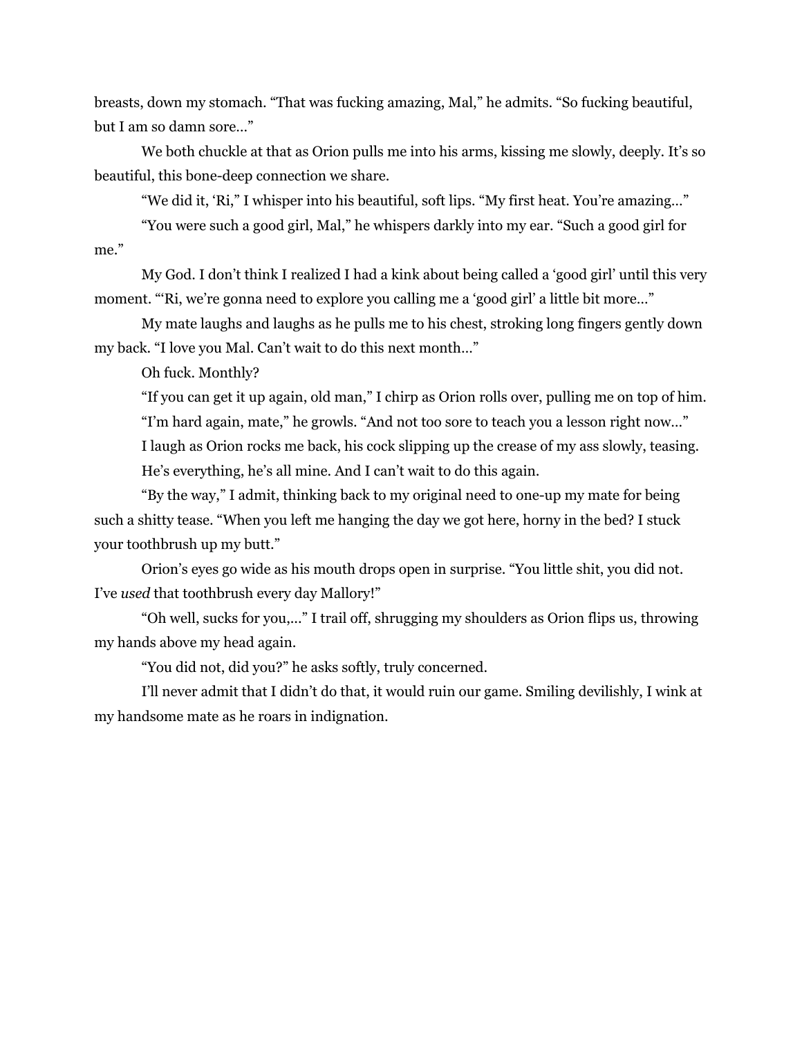breasts, down my stomach. “That was fucking amazing, Mal,” he admits. “So fucking beautiful, but I am so damn sore…”

We both chuckle at that as Orion pulls me into his arms, kissing me slowly, deeply. It’s so beautiful, this bone-deep connection we share.

“We did it, ‘Ri,” I whisper into his beautiful, soft lips. “My first heat. You’re amazing…”

“You were such a good girl, Mal,” he whispers darkly into my ear. “Such a good girl for me.”

My God. I don’t think I realized I had a kink about being called a ‘good girl’ until this very moment. “‘Ri, we’re gonna need to explore you calling me a ‘good girl’ a little bit more…”

My mate laughs and laughs as he pulls me to his chest, stroking long fingers gently down my back. “I love you Mal. Can’t wait to do this next month…”

Oh fuck. Monthly?

“If you can get it up again, old man,” I chirp as Orion rolls over, pulling me on top of him.

“I’m hard again, mate,” he growls. “And not too sore to teach you a lesson right now…”

I laugh as Orion rocks me back, his cock slipping up the crease of my ass slowly, teasing. He’s everything, he’s all mine. And I can’t wait to do this again.

“By the way,” I admit, thinking back to my original need to one-up my mate for being such a shitty tease. “When you left me hanging the day we got here, horny in the bed? I stuck your toothbrush up my butt.”

Orion’s eyes go wide as his mouth drops open in surprise. “You little shit, you did not. I’ve *used* that toothbrush every day Mallory!”

“Oh well, sucks for you,…” I trail off, shrugging my shoulders as Orion flips us, throwing my hands above my head again.

“You did not, did you?” he asks softly, truly concerned.

I’ll never admit that I didn’t do that, it would ruin our game. Smiling devilishly, I wink at my handsome mate as he roars in indignation.